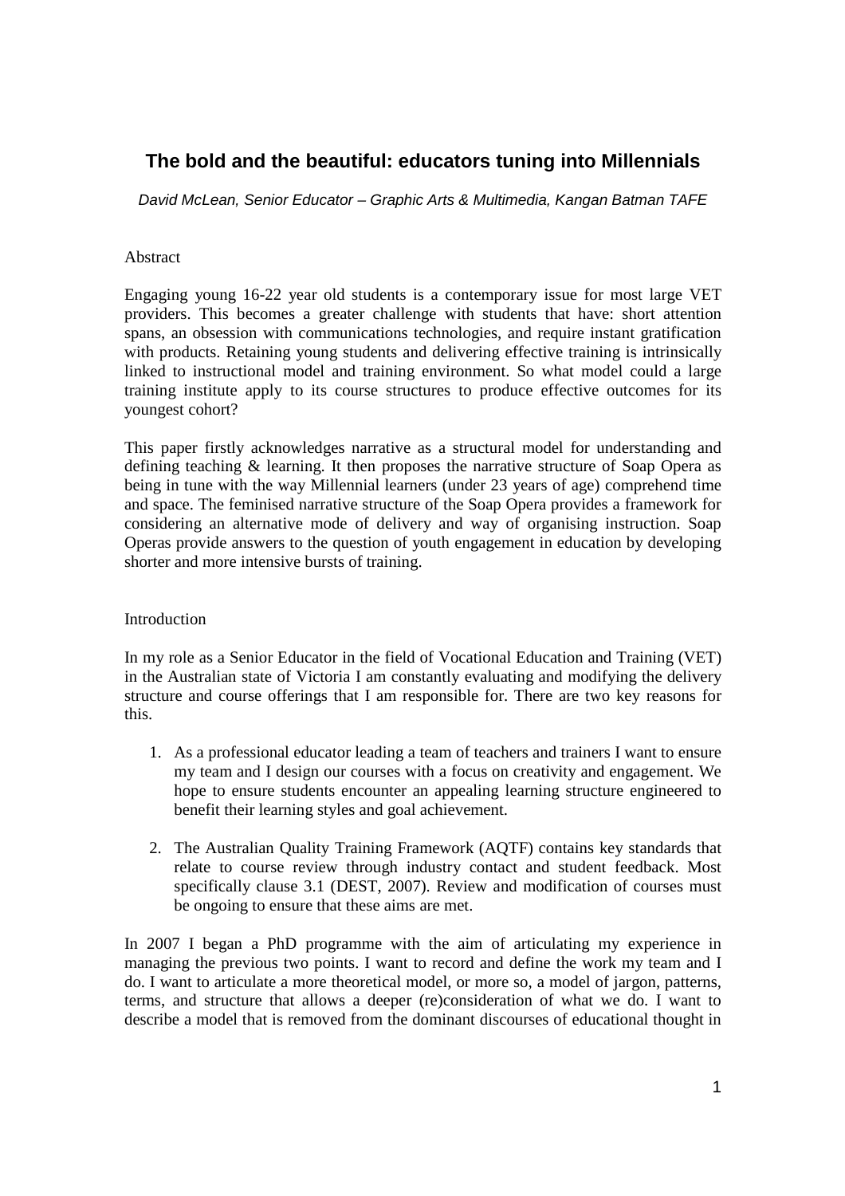# The bold and the beautiful: educators tuning into Millennials

*David McLean, Senior Educator – Graphic Arts & Multimedia, Kangan Batman TAFE*

## Abstract

Engaging young 16-22 year old students is a contemporary issue for most large VET providers. This becomes a greater challenge with students that have: short attention spans, an obsession with communications technologies, and require instant gratification with products. Retaining young students and delivering effective training is intrinsically linked to instructional model and training environment. So what model could a large training institute apply to its course structures to produce effective outcomes for its youngest cohort?

This paper firstly acknowledges narrative as a structural model for understanding and defining teaching & learning. It then proposes the narrative structure of Soap Opera as being in tune with the way Millennial learners (under 23 years of age) comprehend time and space. The feminised narrative structure of the Soap Opera provides a framework for considering an alternative mode of delivery and way of organising instruction. Soap Operas provide answers to the question of youth engagement in education by developing shorter and more intensive bursts of training.

## Introduction

In my role as a Senior Educator in the field of Vocational Education and Training (VET) in the Australian state of Victoria I am constantly evaluating and modifying the delivery structure and course offerings that I am responsible for. There are two key reasons for this.

1. As a professional educator leading a team of teachers and trainers I want to ensure my team and I design our courses with a focus on creativity and engagement. We hope to ensure students encounter an appealing learning structure engineered to benefit their learning styles and goal achievement.

2. The Australian Quality Training Framework (AQTF) contains key standards that relate to course review through industry contact and student feedback. Most specifically clause 3.1 (DEST, 2007). Review and modification of courses must be ongoing to ensure that these aims are met.

In 2007 I began a PhD programme with the aim of articulating my experience in managing the previous two points. I want to record and define the work my team and I do. I want to articulate a more theoretical model, or more so, a model of jargon, patterns, terms, and structure that allows a deeper (re)consideration of what we do. I want to describe a model that is removed from the dominant discourses of educational thought in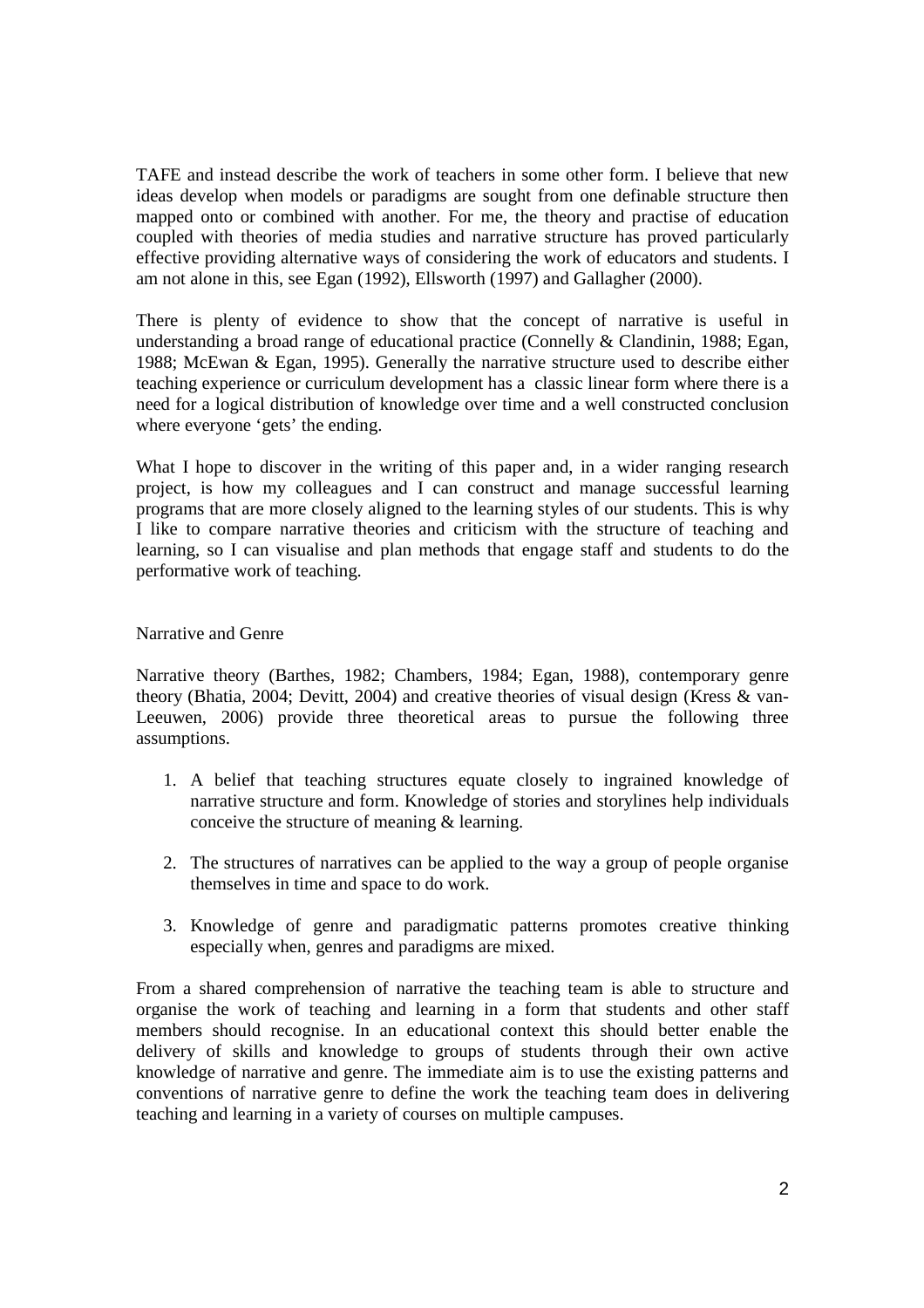TAFE and instead describe the work of teachers in some other form. I believe that new ideas develop when models or paradigms are sought from one definable structure then mapped onto or combined with another. For me, the theory and practise of education coupled with theories of media studies and narrative structure has proved particularly effective providing alternative ways of considering the work of educators and students. I am not alone in this, see Egan (1992), Ellsworth (1997) and Gallagher (2000).

There is plenty of evidence to show that the concept of narrative is useful in understanding a broad range of educational practice (Connelly & Clandinin, 1988; Egan, 1988; McEwan & Egan, 1995). Generally the narrative structure used to describe either teaching experience or curriculum development has a classic linear form where there is a need for a logical distribution of knowledge over time and a well constructed conclusion where everyone 'gets' the ending.

What I hope to discover in the writing of this paper and, in a wider ranging research project, is how my colleagues and I can construct and manage successful learning programs that are more closely aligned to the learning styles of our students. This is why I like to compare narrative theories and criticism with the structure of teaching and learning, so I can visualise and plan methods that engage staff and students to do the performative work of teaching.

## Narrative and Genre

Narrative theory (Barthes, 1982; Chambers, 1984; Egan, 1988), contemporary genre theory (Bhatia, 2004; Devitt, 2004) and creative theories of visual design (Kress & van-Leeuwen, 2006) provide three theoretical areas to pursue the following three assumptions.

1. A belief that teaching structures equate closely to ingrained knowledge of narrative structure and form. Knowledge of stories and storylines help individuals conceive the structure of meaning & learning.

2. The structures of narratives can be applied to the way a group of people organise themselves in time and space to do work.

3. Knowledge of genre and paradigmatic patterns promotes creative thinking especially when, genres and paradigms are mixed.

From a shared comprehension of narrative the teaching team is able to structure and organise the work of teaching and learning in a form that students and other staff members should recognise. In an educational context this should better enable the delivery of skills and knowledge to groups of students through their own active knowledge of narrative and genre. The immediate aim is to use the existing patterns and conventions of narrative genre to define the work the teaching team does in delivering teaching and learning in a variety of courses on multiple campuses.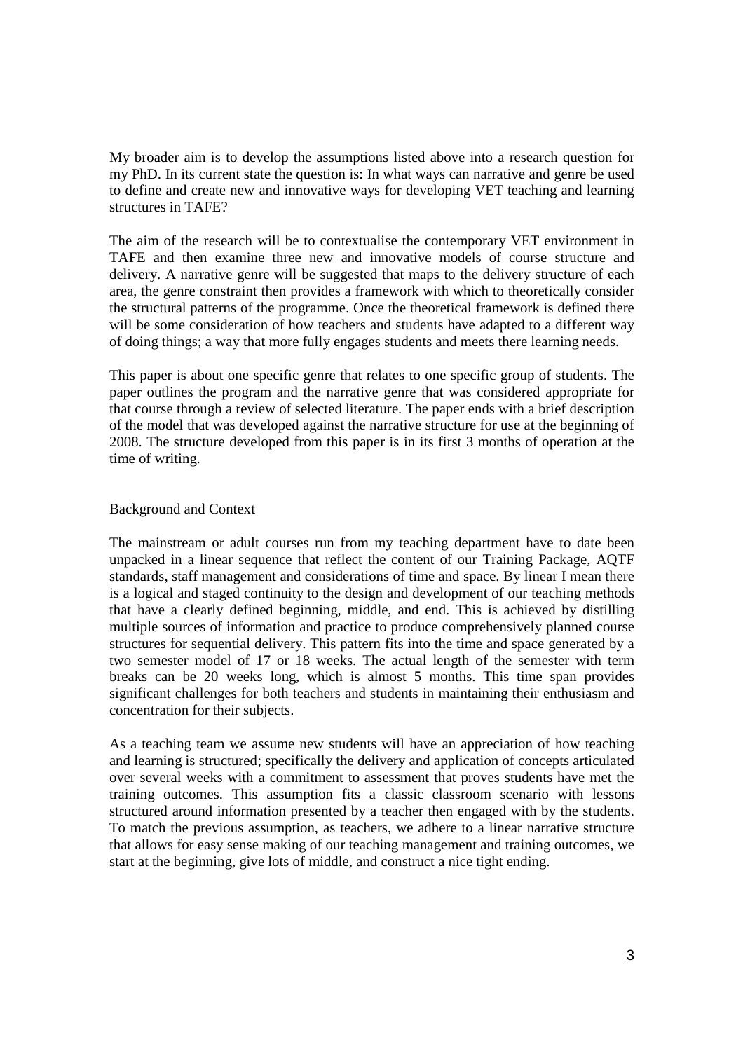My broader aim is to develop the assumptions listed above into a research question for my PhD. In its current state the question is: In what ways can narrative and genre be used to define and create new and innovative ways for developing VET teaching and learning structures in TAFE?

The aim of the research will be to contextualise the contemporary VET environment in TAFE and then examine three new and innovative models of course structure and delivery. A narrative genre will be suggested that maps to the delivery structure of each area, the genre constraint then provides a framework with which to theoretically consider the structural patterns of the programme. Once the theoretical framework is defined there will be some consideration of how teachers and students have adapted to a different way of doing things; a way that more fully engages students and meets there learning needs.

This paper is about one specific genre that relates to one specific group of students. The paper outlines the program and the narrative genre that was considered appropriate for that course through a review of selected literature. The paper ends with a brief description of the model that was developed against the narrative structure for use at the beginning of 2008. The structure developed from this paper is in its first 3 months of operation at the time of writing.

## Background and Context

The mainstream or adult courses run from my teaching department have to date been unpacked in a linear sequence that reflect the content of our Training Package, AQTF standards, staff management and considerations of time and space. By linear I mean there is a logical and staged continuity to the design and development of our teaching methods that have a clearly defined beginning, middle, and end. This is achieved by distilling multiple sources of information and practice to produce comprehensively planned course structures for sequential delivery. This pattern fits into the time and space generated by a two semester model of 17 or 18 weeks. The actual length of the semester with term breaks can be 20 weeks long, which is almost 5 months. This time span provides significant challenges for both teachers and students in maintaining their enthusiasm and concentration for their subjects.

As a teaching team we assume new students will have an appreciation of how teaching and learning is structured; specifically the delivery and application of concepts articulated over several weeks with a commitment to assessment that proves students have met the training outcomes. This assumption fits a classic classroom scenario with lessons structured around information presented by a teacher then engaged with by the students. To match the previous assumption, as teachers, we adhere to a linear narrative structure that allows for easy sense making of our teaching management and training outcomes, we start at the beginning, give lots of middle, and construct a nice tight ending.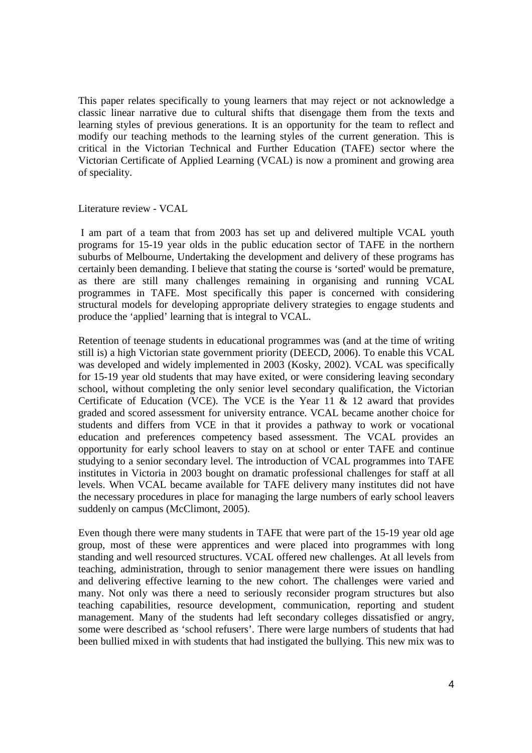This paper relates specifically to young learners that may reject or not acknowledge a classic linear narrative due to cultural shifts that disengage them from the texts and learning styles of previous generations. It is an opportunity for the team to reflect and modify our teaching methods to the learning styles of the current generation. This is critical in the Victorian Technical and Further Education (TAFE) sector where the Victorian Certificate of Applied Learning (VCAL) is now a prominent and growing area of speciality.

## Literature review - VCAL

I am part of a team that from 2003 has set up and delivered multiple VCAL youth programs for 15-19 year olds in the public education sector of TAFE in the northern suburbs of Melbourne, Undertaking the development and delivery of these programs has certainly been demanding. I believe that stating the course is 'sorted' would be premature, as there are still many challenges remaining in organising and running VCAL programmes in TAFE. Most specifically this paper is concerned with considering structural models for developing appropriate delivery strategies to engage students and produce the 'applied' learning that is integral to VCAL.

Retention of teenage students in educational programmes was (and at the time of writing still is) a high Victorian state government priority (DEECD, 2006). To enable this VCAL was developed and widely implemented in 2003 (Kosky, 2002). VCAL was specifically for 15-19 year old students that may have exited, or were considering leaving secondary school, without completing the only senior level secondary qualification, the Victorian Certificate of Education (VCE). The VCE is the Year 11 & 12 award that provides graded and scored assessment for university entrance. VCAL became another choice for students and differs from VCE in that it provides a pathway to work or vocational education and preferences competency based assessment. The VCAL provides an opportunity for early school leavers to stay on at school or enter TAFE and continue studying to a senior secondary level. The introduction of VCAL programmes into TAFE institutes in Victoria in 2003 bought on dramatic professional challenges for staff at all levels. When VCAL became available for TAFE delivery many institutes did not have the necessary procedures in place for managing the large numbers of early school leavers suddenly on campus (McClimont, 2005).

Even though there were many students in TAFE that were part of the 15-19 year old age group, most of these were apprentices and were placed into programmes with long standing and well resourced structures. VCAL offered new challenges. At all levels from teaching, administration, through to senior management there were issues on handling and delivering effective learning to the new cohort. The challenges were varied and many. Not only was there a need to seriously reconsider program structures but also teaching capabilities, resource development, communication, reporting and student management. Many of the students had left secondary colleges dissatisfied or angry, some were described as 'school refusers'. There were large numbers of students that had been bullied mixed in with students that had instigated the bullying. This new mix was to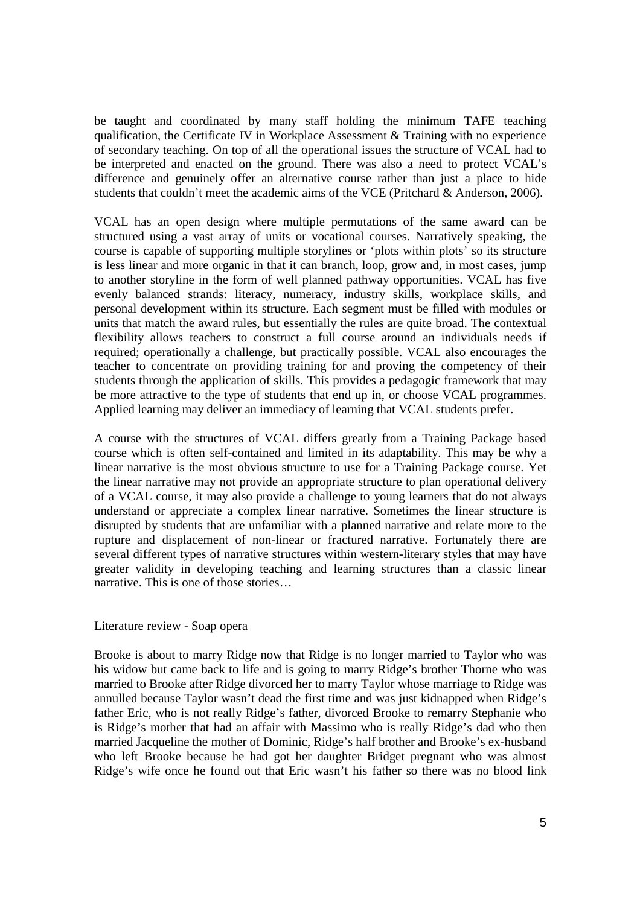be taught and coordinated by many staff holding the minimum TAFE teaching qualification, the Certificate IV in Workplace Assessment & Training with no experience of secondary teaching. On top of all the operational issues the structure of VCAL had to be interpreted and enacted on the ground. There was also a need to protect VCAL's difference and genuinely offer an alternative course rather than just a place to hide students that couldn't meet the academic aims of the VCE (Pritchard & Anderson, 2006).

VCAL has an open design where multiple permutations of the same award can be structured using a vast array of units or vocational courses. Narratively speaking, the course is capable of supporting multiple storylines or 'plots within plots' so its structure is less linear and more organic in that it can branch, loop, grow and, in most cases, jump to another storyline in the form of well planned pathway opportunities. VCAL has five evenly balanced strands: literacy, numeracy, industry skills, workplace skills, and personal development within its structure. Each segment must be filled with modules or units that match the award rules, but essentially the rules are quite broad. The contextual flexibility allows teachers to construct a full course around an individuals needs if required; operationally a challenge, but practically possible. VCAL also encourages the teacher to concentrate on providing training for and proving the competency of their students through the application of skills. This provides a pedagogic framework that may be more attractive to the type of students that end up in, or choose VCAL programmes. Applied learning may deliver an immediacy of learning that VCAL students prefer.

A course with the structures of VCAL differs greatly from a Training Package based course which is often self-contained and limited in its adaptability. This may be why a linear narrative is the most obvious structure to use for a Training Package course. Yet the linear narrative may not provide an appropriate structure to plan operational delivery of a VCAL course, it may also provide a challenge to young learners that do not always understand or appreciate a complex linear narrative. Sometimes the linear structure is disrupted by students that are unfamiliar with a planned narrative and relate more to the rupture and displacement of non-linear or fractured narrative. Fortunately there are several different types of narrative structures within western-literary styles that may have greater validity in developing teaching and learning structures than a classic linear narrative. This is one of those stories…

## Literature review - Soap opera

Brooke is about to marry Ridge now that Ridge is no longer married to Taylor who was his widow but came back to life and is going to marry Ridge's brother Thorne who was married to Brooke after Ridge divorced her to marry Taylor whose marriage to Ridge was annulled because Taylor wasn't dead the first time and was just kidnapped when Ridge's father Eric, who is not really Ridge's father, divorced Brooke to remarry Stephanie who is Ridge's mother that had an affair with Massimo who is really Ridge's dad who then married Jacqueline the mother of Dominic, Ridge's half brother and Brooke's ex-husband who left Brooke because he had got her daughter Bridget pregnant who was almost Ridge's wife once he found out that Eric wasn't his father so there was no blood link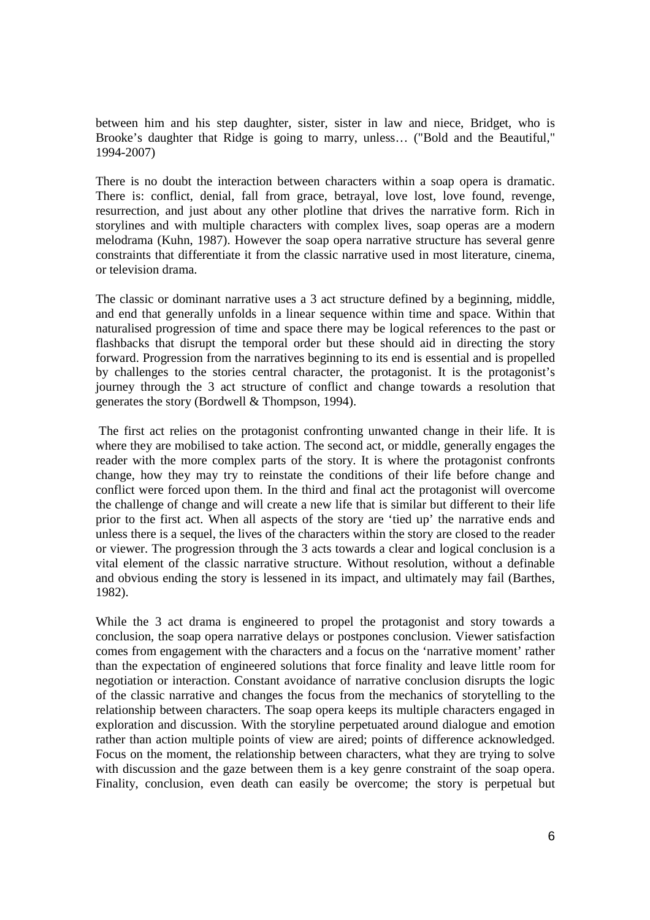between him and his step daughter, sister, sister in law and niece, Bridget, who is Brooke's daughter that Ridge is going to marry, unless… ("Bold and the Beautiful," 1994-2007)

There is no doubt the interaction between characters within a soap opera is dramatic. There is: conflict, denial, fall from grace, betrayal, love lost, love found, revenge, resurrection, and just about any other plotline that drives the narrative form. Rich in storylines and with multiple characters with complex lives, soap operas are a modern melodrama (Kuhn, 1987). However the soap opera narrative structure has several genre constraints that differentiate it from the classic narrative used in most literature, cinema, or television drama.

The classic or dominant narrative uses a 3 act structure defined by a beginning, middle, and end that generally unfolds in a linear sequence within time and space. Within that naturalised progression of time and space there may be logical references to the past or flashbacks that disrupt the temporal order but these should aid in directing the story forward. Progression from the narratives beginning to its end is essential and is propelled by challenges to the stories central character, the protagonist. It is the protagonist's journey through the 3 act structure of conflict and change towards a resolution that generates the story (Bordwell & Thompson, 1994).

The first act relies on the protagonist confronting unwanted change in their life. It is where they are mobilised to take action. The second act, or middle, generally engages the reader with the more complex parts of the story. It is where the protagonist confronts change, how they may try to reinstate the conditions of their life before change and conflict were forced upon them. In the third and final act the protagonist will overcome the challenge of change and will create a new life that is similar but different to their life prior to the first act. When all aspects of the story are 'tied up' the narrative ends and unless there is a sequel, the lives of the characters within the story are closed to the reader or viewer. The progression through the 3 acts towards a clear and logical conclusion is a vital element of the classic narrative structure. Without resolution, without a definable and obvious ending the story is lessened in its impact, and ultimately may fail (Barthes, 1982).

While the 3 act drama is engineered to propel the protagonist and story towards a conclusion, the soap opera narrative delays or postpones conclusion. Viewer satisfaction comes from engagement with the characters and a focus on the 'narrative moment' rather than the expectation of engineered solutions that force finality and leave little room for negotiation or interaction. Constant avoidance of narrative conclusion disrupts the logic of the classic narrative and changes the focus from the mechanics of storytelling to the relationship between characters. The soap opera keeps its multiple characters engaged in exploration and discussion. With the storyline perpetuated around dialogue and emotion rather than action multiple points of view are aired; points of difference acknowledged. Focus on the moment, the relationship between characters, what they are trying to solve with discussion and the gaze between them is a key genre constraint of the soap opera. Finality, conclusion, even death can easily be overcome; the story is perpetual but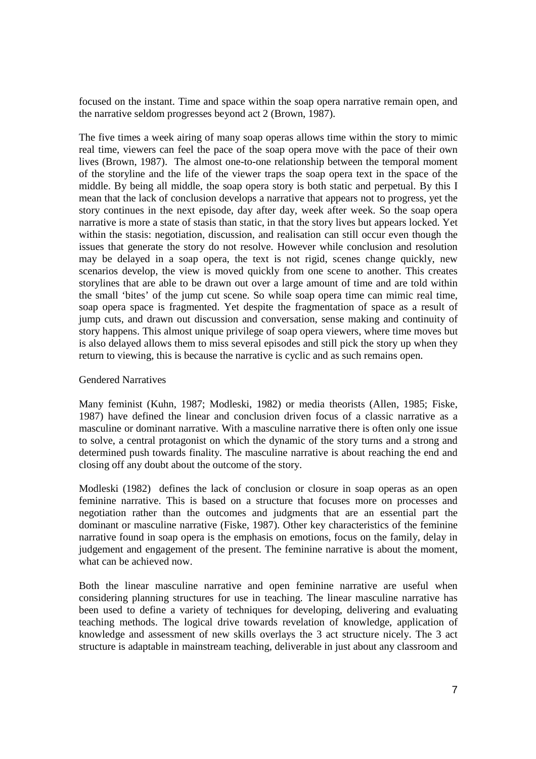focused on the instant. Time and space within the soap opera narrative remain open, and the narrative seldom progresses beyond act 2 (Brown, 1987).

The five times a week airing of many soap operas allows time within the story to mimic real time, viewers can feel the pace of the soap opera move with the pace of their own lives (Brown, 1987). The almost one-to-one relationship between the temporal moment of the storyline and the life of the viewer traps the soap opera text in the space of the middle. By being all middle, the soap opera story is both static and perpetual. By this I mean that the lack of conclusion develops a narrative that appears not to progress, yet the story continues in the next episode, day after day, week after week. So the soap opera narrative is more a state of stasis than static, in that the story lives but appears locked. Yet within the stasis: negotiation, discussion, and realisation can still occur even though the issues that generate the story do not resolve. However while conclusion and resolution may be delayed in a soap opera, the text is not rigid, scenes change quickly, new scenarios develop, the view is moved quickly from one scene to another. This creates storylines that are able to be drawn out over a large amount of time and are told within the small 'bites' of the jump cut scene. So while soap opera time can mimic real time, soap opera space is fragmented. Yet despite the fragmentation of space as a result of jump cuts, and drawn out discussion and conversation, sense making and continuity of story happens. This almost unique privilege of soap opera viewers, where time moves but is also delayed allows them to miss several episodes and still pick the story up when they return to viewing, this is because the narrative is cyclic and as such remains open.

## Gendered Narratives

Many feminist (Kuhn, 1987; Modleski, 1982) or media theorists (Allen, 1985; Fiske, 1987) have defined the linear and conclusion driven focus of a classic narrative as a masculine or dominant narrative. With a masculine narrative there is often only one issue to solve, a central protagonist on which the dynamic of the story turns and a strong and determined push towards finality. The masculine narrative is about reaching the end and closing off any doubt about the outcome of the story.

Modleski (1982) defines the lack of conclusion or closure in soap operas as an open feminine narrative. This is based on a structure that focuses more on processes and negotiation rather than the outcomes and judgments that are an essential part the dominant or masculine narrative (Fiske, 1987). Other key characteristics of the feminine narrative found in soap opera is the emphasis on emotions, focus on the family, delay in judgement and engagement of the present. The feminine narrative is about the moment, what can be achieved now.

Both the linear masculine narrative and open feminine narrative are useful when considering planning structures for use in teaching. The linear masculine narrative has been used to define a variety of techniques for developing, delivering and evaluating teaching methods. The logical drive towards revelation of knowledge, application of knowledge and assessment of new skills overlays the 3 act structure nicely. The 3 act structure is adaptable in mainstream teaching, deliverable in just about any classroom and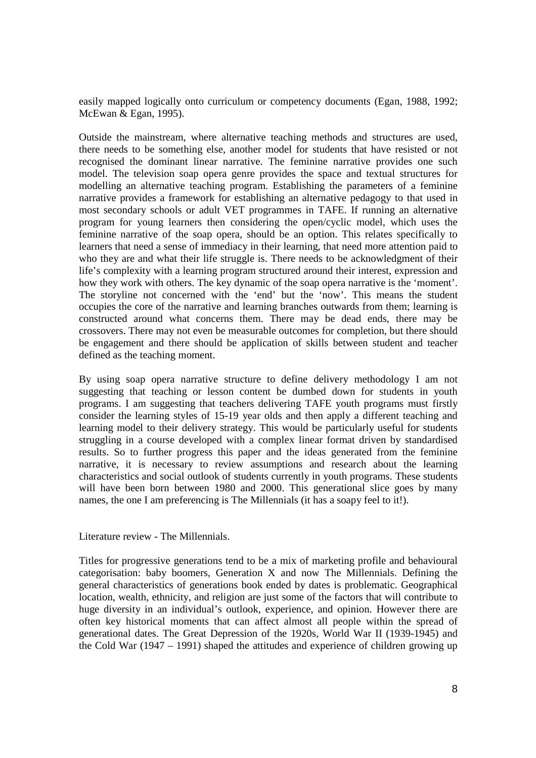easily mapped logically onto curriculum or competency documents (Egan, 1988, 1992; McEwan & Egan, 1995).

Outside the mainstream, where alternative teaching methods and structures are used, there needs to be something else, another model for students that have resisted or not recognised the dominant linear narrative. The feminine narrative provides one such model. The television soap opera genre provides the space and textual structures for modelling an alternative teaching program. Establishing the parameters of a feminine narrative provides a framework for establishing an alternative pedagogy to that used in most secondary schools or adult VET programmes in TAFE. If running an alternative program for young learners then considering the open/cyclic model, which uses the feminine narrative of the soap opera, should be an option. This relates specifically to learners that need a sense of immediacy in their learning, that need more attention paid to who they are and what their life struggle is. There needs to be acknowledgment of their life's complexity with a learning program structured around their interest, expression and how they work with others. The key dynamic of the soap opera narrative is the 'moment'. The storyline not concerned with the 'end' but the 'now'. This means the student occupies the core of the narrative and learning branches outwards from them; learning is constructed around what concerns them. There may be dead ends, there may be crossovers. There may not even be measurable outcomes for completion, but there should be engagement and there should be application of skills between student and teacher defined as the teaching moment.

By using soap opera narrative structure to define delivery methodology I am not suggesting that teaching or lesson content be dumbed down for students in youth programs. I am suggesting that teachers delivering TAFE youth programs must firstly consider the learning styles of 15-19 year olds and then apply a different teaching and learning model to their delivery strategy. This would be particularly useful for students struggling in a course developed with a complex linear format driven by standardised results. So to further progress this paper and the ideas generated from the feminine narrative, it is necessary to review assumptions and research about the learning characteristics and social outlook of students currently in youth programs. These students will have been born between 1980 and 2000. This generational slice goes by many names, the one I am preferencing is The Millennials (it has a soapy feel to it!).

## Literature review - The Millennials.

Titles for progressive generations tend to be a mix of marketing profile and behavioural categorisation: baby boomers, Generation X and now The Millennials. Defining the general characteristics of generations book ended by dates is problematic. Geographical location, wealth, ethnicity, and religion are just some of the factors that will contribute to huge diversity in an individual's outlook, experience, and opinion. However there are often key historical moments that can affect almost all people within the spread of generational dates. The Great Depression of the 1920s, World War II (1939-1945) and the Cold War (1947 – 1991) shaped the attitudes and experience of children growing up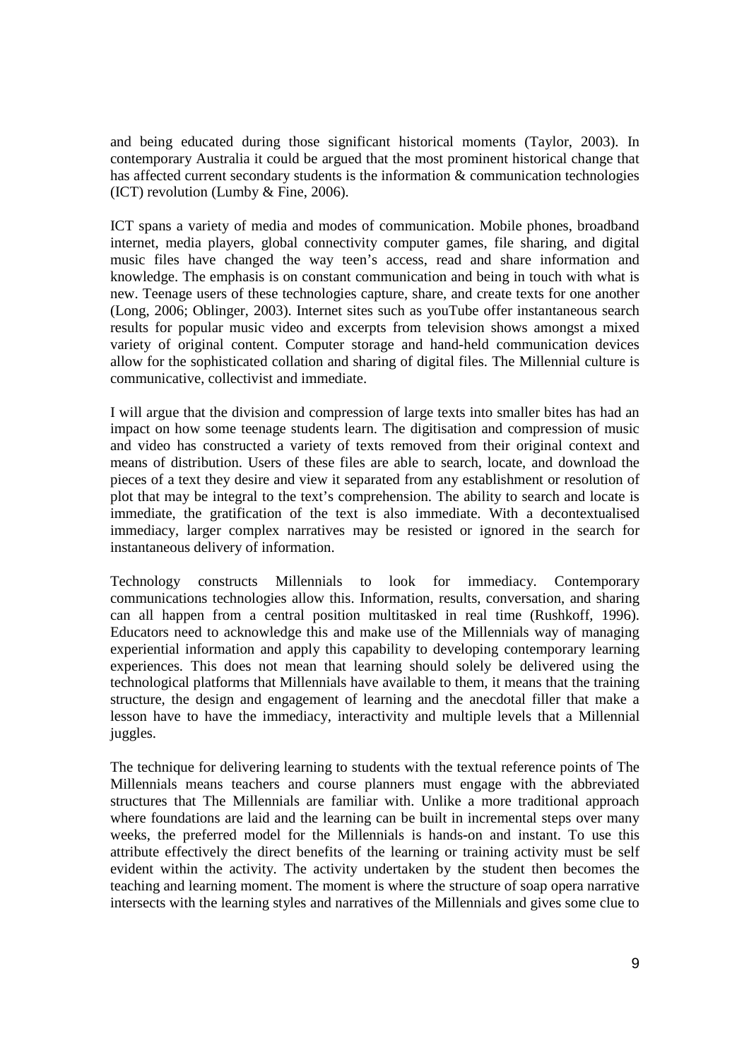and being educated during those significant historical moments (Taylor, 2003). In contemporary Australia it could be argued that the most prominent historical change that has affected current secondary students is the information & communication technologies (ICT) revolution (Lumby & Fine, 2006).

ICT spans a variety of media and modes of communication. Mobile phones, broadband internet, media players, global connectivity computer games, file sharing, and digital music files have changed the way teen's access, read and share information and knowledge. The emphasis is on constant communication and being in touch with what is new. Teenage users of these technologies capture, share, and create texts for one another (Long, 2006; Oblinger, 2003). Internet sites such as youTube offer instantaneous search results for popular music video and excerpts from television shows amongst a mixed variety of original content. Computer storage and hand-held communication devices allow for the sophisticated collation and sharing of digital files. The Millennial culture is communicative, collectivist and immediate.

I will argue that the division and compression of large texts into smaller bites has had an impact on how some teenage students learn. The digitisation and compression of music and video has constructed a variety of texts removed from their original context and means of distribution. Users of these files are able to search, locate, and download the pieces of a text they desire and view it separated from any establishment or resolution of plot that may be integral to the text's comprehension. The ability to search and locate is immediate, the gratification of the text is also immediate. With a decontextualised immediacy, larger complex narratives may be resisted or ignored in the search for instantaneous delivery of information.

Technology constructs Millennials to look for immediacy. Contemporary communications technologies allow this. Information, results, conversation, and sharing can all happen from a central position multitasked in real time (Rushkoff, 1996). Educators need to acknowledge this and make use of the Millennials way of managing experiential information and apply this capability to developing contemporary learning experiences. This does not mean that learning should solely be delivered using the technological platforms that Millennials have available to them, it means that the training structure, the design and engagement of learning and the anecdotal filler that make a lesson have to have the immediacy, interactivity and multiple levels that a Millennial juggles.

The technique for delivering learning to students with the textual reference points of The Millennials means teachers and course planners must engage with the abbreviated structures that The Millennials are familiar with. Unlike a more traditional approach where foundations are laid and the learning can be built in incremental steps over many weeks, the preferred model for the Millennials is hands-on and instant. To use this attribute effectively the direct benefits of the learning or training activity must be self evident within the activity. The activity undertaken by the student then becomes the teaching and learning moment. The moment is where the structure of soap opera narrative intersects with the learning styles and narratives of the Millennials and gives some clue to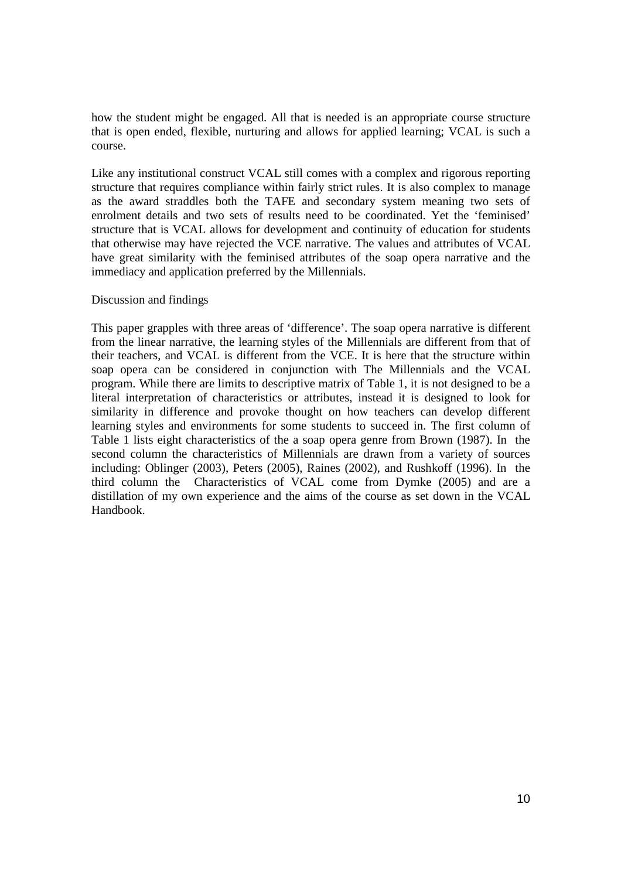how the student might be engaged. All that is needed is an appropriate course structure that is open ended, flexible, nurturing and allows for applied learning; VCAL is such a course.

Like any institutional construct VCAL still comes with a complex and rigorous reporting structure that requires compliance within fairly strict rules. It is also complex to manage as the award straddles both the TAFE and secondary system meaning two sets of enrolment details and two sets of results need to be coordinated. Yet the 'feminised' structure that is VCAL allows for development and continuity of education for students that otherwise may have rejected the VCE narrative. The values and attributes of VCAL have great similarity with the feminised attributes of the soap opera narrative and the immediacy and application preferred by the Millennials.

## Discussion and findings

This paper grapples with three areas of 'difference'. The soap opera narrative is different from the linear narrative, the learning styles of the Millennials are different from that of their teachers, and VCAL is different from the VCE. It is here that the structure within soap opera can be considered in conjunction with The Millennials and the VCAL program. While there are limits to descriptive matrix of Table 1, it is not designed to be a literal interpretation of characteristics or attributes, instead it is designed to look for similarity in difference and provoke thought on how teachers can develop different learning styles and environments for some students to succeed in. The first column of Table 1 lists eight characteristics of the a soap opera genre from Brown (1987). In the second column the characteristics of Millennials are drawn from a variety of sources including: Oblinger (2003), Peters (2005), Raines (2002), and Rushkoff (1996). In the third column the Characteristics of VCAL come from Dymke (2005) and are a distillation of my own experience and the aims of the course as set down in the VCAL Handbook.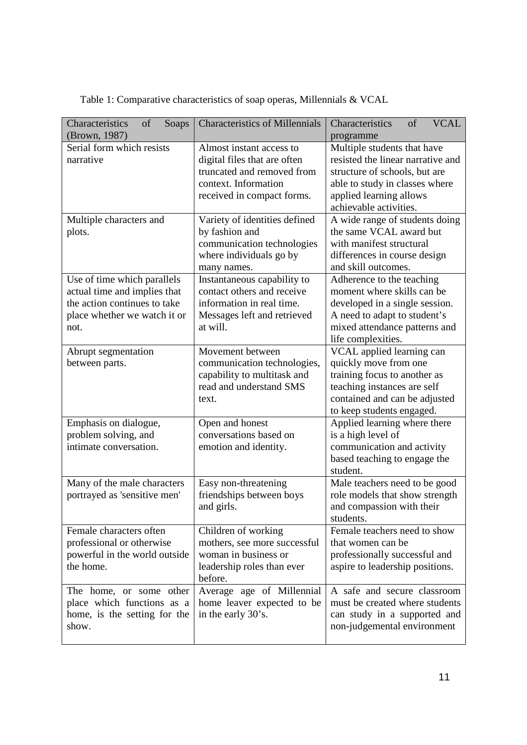Table 1: Comparative characteristics of soap operas, Millennials & VCAL

| Characteristics of Soaps (Brown, 1987) | Characteristics of Millennials | Characteristics of VCAL programme |
|---|---|---|
| Serial form which resists narrative | Almost instant access to digital files that are often truncated and removed from context. Information received in compact forms. | Multiple students that have resisted the linear narrative and structure of schools, but are able to study in classes where applied learning allows achievable activities. |
| Multiple characters and plots. | Variety of identities defined by fashion and communication technologies where individuals go by many names. | A wide range of students doing the same VCAL award but with manifest structural differences in course design and skill outcomes. |
| Use of time which parallels actual time and implies that the action continues to take place whether we watch it or not. | Instantaneous capability to contact others and receive information in real time. Messages left and retrieved at will. | Adherence to the teaching moment where skills can be developed in a single session. A need to adapt to student's mixed attendance patterns and life complexities. |
| Abrupt segmentation between parts. | Movement between communication technologies, capability to multitask and read and understand SMS text. | VCAL applied learning can quickly move from one training focus to another as teaching instances are self contained and can be adjusted to keep students engaged. |
| Emphasis on dialogue, problem solving, and intimate conversation. | Open and honest conversations based on emotion and identity. | Applied learning where there is a high level of communication and activity based teaching to engage the student. |
| Many of the male characters portrayed as 'sensitive men' | Easy non-threatening friendships between boys and girls. | Male teachers need to be good role models that show strength and compassion with their students. |
| Female characters often professional or otherwise powerful in the world outside the home. | Children of working mothers, see more successful woman in business or leadership roles than ever before. | Female teachers need to show that women can be professionally successful and aspire to leadership positions. |
| The home, or some other place which functions as a home, is the setting for the show. | Average age of Millennial home leaver expected to be in the early 30's. | A safe and secure classroom must be created where students can study in a supported and non-judgemental environment |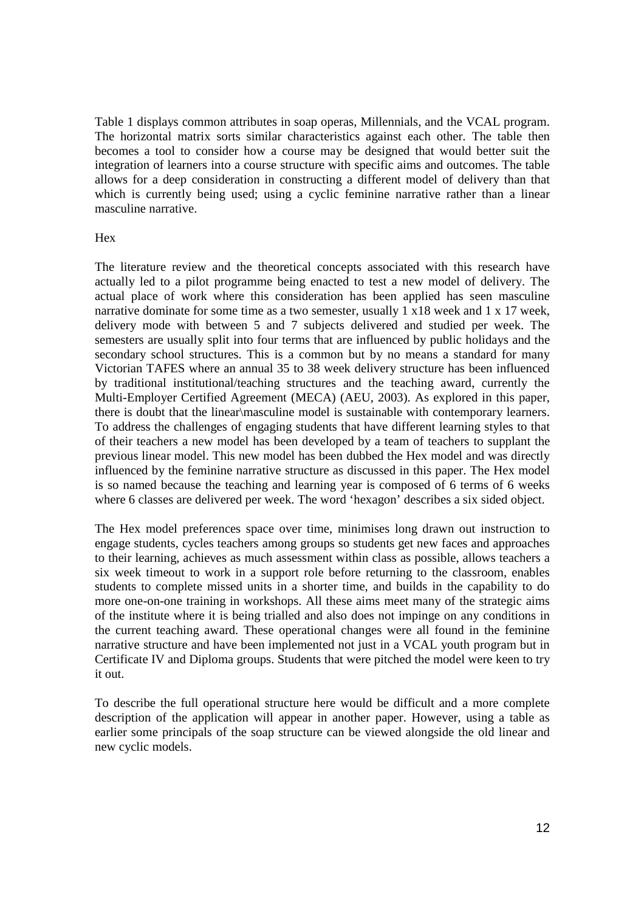Table 1 displays common attributes in soap operas, Millennials, and the VCAL program. The horizontal matrix sorts similar characteristics against each other. The table then becomes a tool to consider how a course may be designed that would better suit the integration of learners into a course structure with specific aims and outcomes. The table allows for a deep consideration in constructing a different model of delivery than that which is currently being used; using a cyclic feminine narrative rather than a linear masculine narrative.

## Hex

The literature review and the theoretical concepts associated with this research have actually led to a pilot programme being enacted to test a new model of delivery. The actual place of work where this consideration has been applied has seen masculine narrative dominate for some time as a two semester, usually 1 x18 week and 1 x 17 week, delivery mode with between 5 and 7 subjects delivered and studied per week. The semesters are usually split into four terms that are influenced by public holidays and the secondary school structures. This is a common but by no means a standard for many Victorian TAFES where an annual 35 to 38 week delivery structure has been influenced by traditional institutional/teaching structures and the teaching award, currently the Multi-Employer Certified Agreement (MECA) (AEU, 2003). As explored in this paper, there is doubt that the linear\masculine model is sustainable with contemporary learners. To address the challenges of engaging students that have different learning styles to that of their teachers a new model has been developed by a team of teachers to supplant the previous linear model. This new model has been dubbed the Hex model and was directly influenced by the feminine narrative structure as discussed in this paper. The Hex model is so named because the teaching and learning year is composed of 6 terms of 6 weeks where 6 classes are delivered per week. The word 'hexagon' describes a six sided object.

The Hex model preferences space over time, minimises long drawn out instruction to engage students, cycles teachers among groups so students get new faces and approaches to their learning, achieves as much assessment within class as possible, allows teachers a six week timeout to work in a support role before returning to the classroom, enables students to complete missed units in a shorter time, and builds in the capability to do more one-on-one training in workshops. All these aims meet many of the strategic aims of the institute where it is being trialled and also does not impinge on any conditions in the current teaching award. These operational changes were all found in the feminine narrative structure and have been implemented not just in a VCAL youth program but in Certificate IV and Diploma groups. Students that were pitched the model were keen to try it out.

To describe the full operational structure here would be difficult and a more complete description of the application will appear in another paper. However, using a table as earlier some principals of the soap structure can be viewed alongside the old linear and new cyclic models.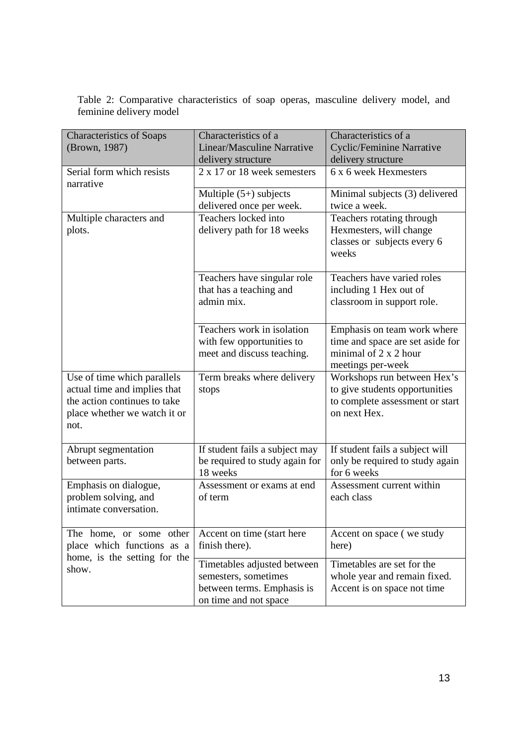Table 2: Comparative characteristics of soap operas, masculine delivery model, and feminine delivery model

| Characteristics of Soaps (Brown, 1987) | Characteristics of a Linear/Masculine Narrative delivery structure | Characteristics of a Cyclic/Feminine Narrative delivery structure |
|---|---|---|
| Serial form which resists narrative | 2 x 17 or 18 week semesters | 6 x 6 week Hexmesters |
| | Multiple (5+) subjects delivered once per week. | Minimal subjects (3) delivered twice a week. |
| Multiple characters and plots. | Teachers locked into delivery path for 18 weeks | Teachers rotating through Hexmesters, will change classes or subjects every 6 weeks |
| | Teachers have singular role that has a teaching and admin mix. | Teachers have varied roles including 1 Hex out of classroom in support role. |
| | Teachers work in isolation with few opportunities to meet and discuss teaching. | Emphasis on team work where time and space are set aside for minimal of 2 x 2 hour meetings per-week |
| Use of time which parallels actual time and implies that the action continues to take place whether we watch it or not. | Term breaks where delivery stops | Workshops run between Hex's to give students opportunities to complete assessment or start on next Hex. |
| Abrupt segmentation between parts. | If student fails a subject may be required to study again for 18 weeks | If student fails a subject will only be required to study again for 6 weeks |
| Emphasis on dialogue, problem solving, and intimate conversation. | Assessment or exams at end of term | Assessment current within each class |
| The home, or some other place which functions as a home, is the setting for the show. | Accent on time (start here finish there). | Accent on space ( we study here) |
| | Timetables adjusted between semesters, sometimes between terms. Emphasis is on time and not space | Timetables are set for the whole year and remain fixed. Accent is on space not time |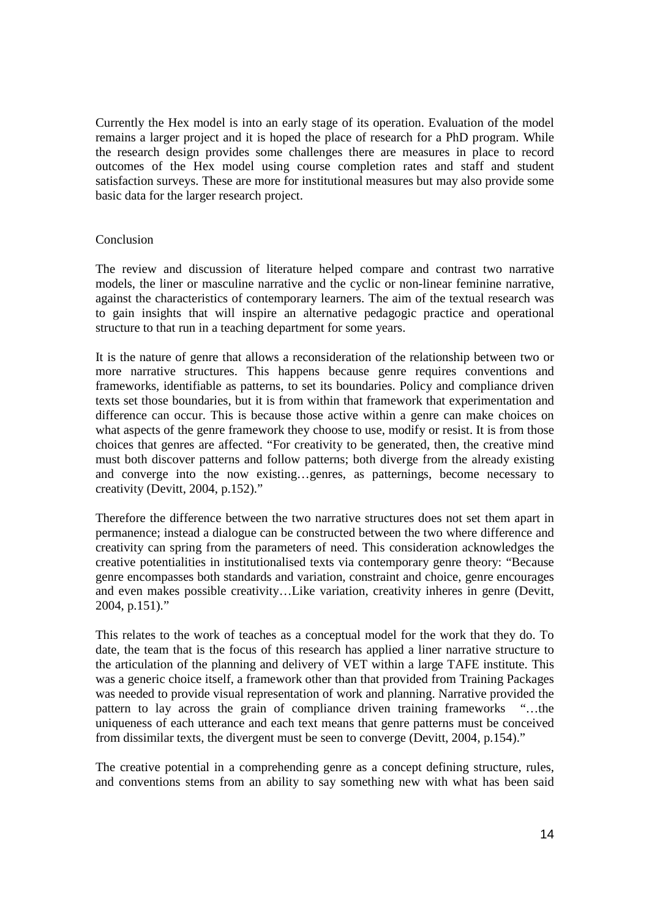Currently the Hex model is into an early stage of its operation. Evaluation of the model remains a larger project and it is hoped the place of research for a PhD program. While the research design provides some challenges there are measures in place to record outcomes of the Hex model using course completion rates and staff and student satisfaction surveys. These are more for institutional measures but may also provide some basic data for the larger research project.

## Conclusion

The review and discussion of literature helped compare and contrast two narrative models, the liner or masculine narrative and the cyclic or non-linear feminine narrative, against the characteristics of contemporary learners. The aim of the textual research was to gain insights that will inspire an alternative pedagogic practice and operational structure to that run in a teaching department for some years.

It is the nature of genre that allows a reconsideration of the relationship between two or more narrative structures. This happens because genre requires conventions and frameworks, identifiable as patterns, to set its boundaries. Policy and compliance driven texts set those boundaries, but it is from within that framework that experimentation and difference can occur. This is because those active within a genre can make choices on what aspects of the genre framework they choose to use, modify or resist. It is from those choices that genres are affected. "For creativity to be generated, then, the creative mind must both discover patterns and follow patterns; both diverge from the already existing and converge into the now existing…genres, as patternings, become necessary to creativity (Devitt, 2004, p.152)."

Therefore the difference between the two narrative structures does not set them apart in permanence; instead a dialogue can be constructed between the two where difference and creativity can spring from the parameters of need. This consideration acknowledges the creative potentialities in institutionalised texts via contemporary genre theory: "Because genre encompasses both standards and variation, constraint and choice, genre encourages and even makes possible creativity…Like variation, creativity inheres in genre (Devitt, 2004, p.151)."

This relates to the work of teaches as a conceptual model for the work that they do. To date, the team that is the focus of this research has applied a liner narrative structure to the articulation of the planning and delivery of VET within a large TAFE institute. This was a generic choice itself, a framework other than that provided from Training Packages was needed to provide visual representation of work and planning. Narrative provided the pattern to lay across the grain of compliance driven training frameworks "…the uniqueness of each utterance and each text means that genre patterns must be conceived from dissimilar texts, the divergent must be seen to converge (Devitt, 2004, p.154)."

The creative potential in a comprehending genre as a concept defining structure, rules, and conventions stems from an ability to say something new with what has been said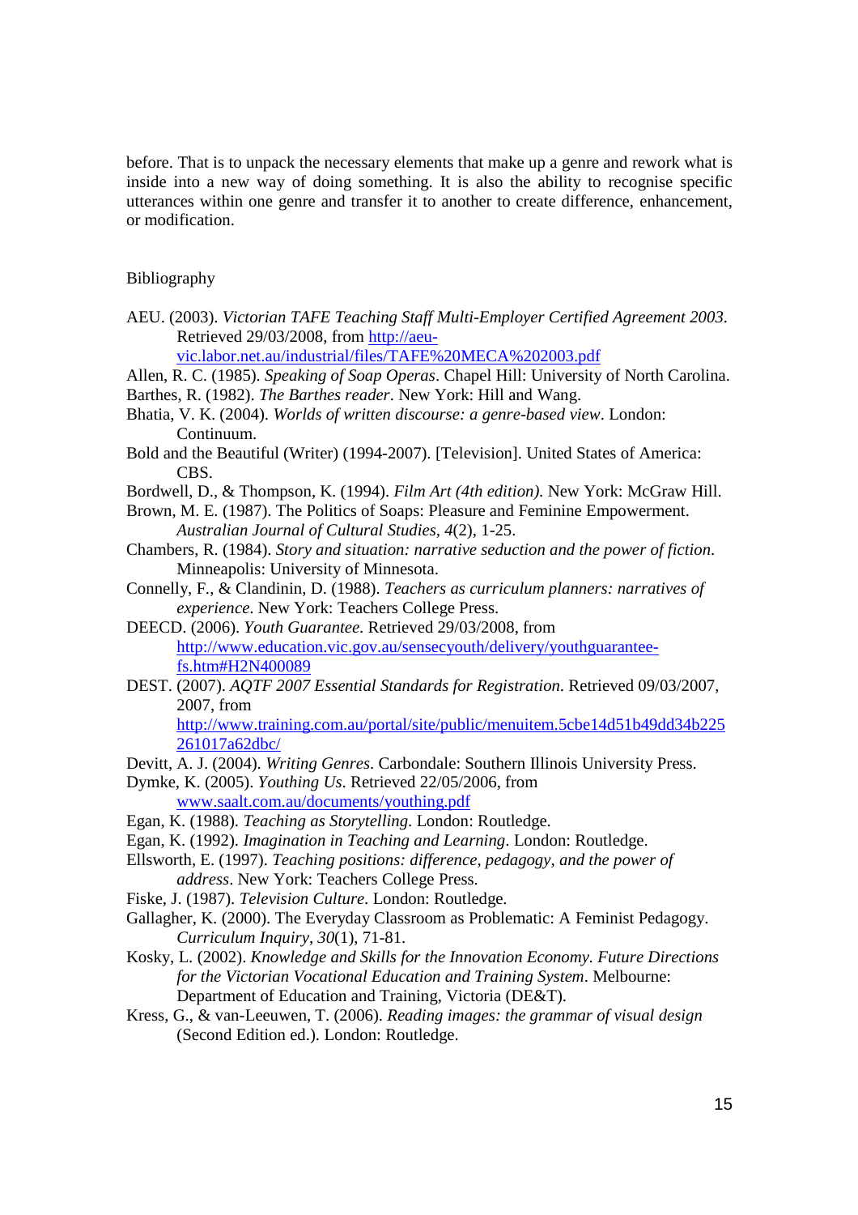before. That is to unpack the necessary elements that make up a genre and rework what is inside into a new way of doing something. It is also the ability to recognise specific utterances within one genre and transfer it to another to create difference, enhancement, or modification.

## Bibliography

AEU. (2003). *Victorian TAFE Teaching Staff Multi-Employer Certified Agreement 2003*. Retrieved 29/03/2008, from http://aeu-vic.labor.net.au/industrial/files/TAFE%20MECA%202003.pdf

Allen, R. C. (1985). *Speaking of Soap Operas*. Chapel Hill: University of North Carolina.

Barthes, R. (1982). *The Barthes reader*. New York: Hill and Wang.

Bhatia, V. K. (2004). *Worlds of written discourse: a genre-based view*. London: Continuum.

Bold and the Beautiful (Writer) (1994-2007). [Television]. United States of America: CBS.

Bordwell, D., & Thompson, K. (1994). *Film Art (4th edition)*. New York: McGraw Hill.

Brown, M. E. (1987). The Politics of Soaps: Pleasure and Feminine Empowerment. *Australian Journal of Cultural Studies, 4*(2), 1-25.

Chambers, R. (1984). *Story and situation: narrative seduction and the power of fiction*. Minneapolis: University of Minnesota.

Connelly, F., & Clandinin, D. (1988). *Teachers as curriculum planners: narratives of experience*. New York: Teachers College Press.

DEECD. (2006). *Youth Guarantee*. Retrieved 29/03/2008, from http://www.education.vic.gov.au/sensecyouth/delivery/youthguarantee-fs.htm#H2N400089

DEST. (2007). *AQTF 2007 Essential Standards for Registration*. Retrieved 09/03/2007, 2007, from http://www.training.com.au/portal/site/public/menuitem.5cbe14d51b49dd34b225261017a62dbc/

Devitt, A. J. (2004). *Writing Genres*. Carbondale: Southern Illinois University Press.

Dymke, K. (2005). *Youthing Us*. Retrieved 22/05/2006, from www.saalt.com.au/documents/youthing.pdf

Egan, K. (1988). *Teaching as Storytelling*. London: Routledge.

Egan, K. (1992). *Imagination in Teaching and Learning*. London: Routledge.

Ellsworth, E. (1997). *Teaching positions: difference, pedagogy, and the power of address*. New York: Teachers College Press.

Fiske, J. (1987). *Television Culture*. London: Routledge.

Gallagher, K. (2000). The Everyday Classroom as Problematic: A Feminist Pedagogy. *Curriculum Inquiry, 30*(1), 71-81.

Kosky, L. (2002). *Knowledge and Skills for the Innovation Economy. Future Directions for the Victorian Vocational Education and Training System*. Melbourne: Department of Education and Training, Victoria (DE&T).

Kress, G., & van-Leeuwen, T. (2006). *Reading images: the grammar of visual design* (Second Edition ed.). London: Routledge.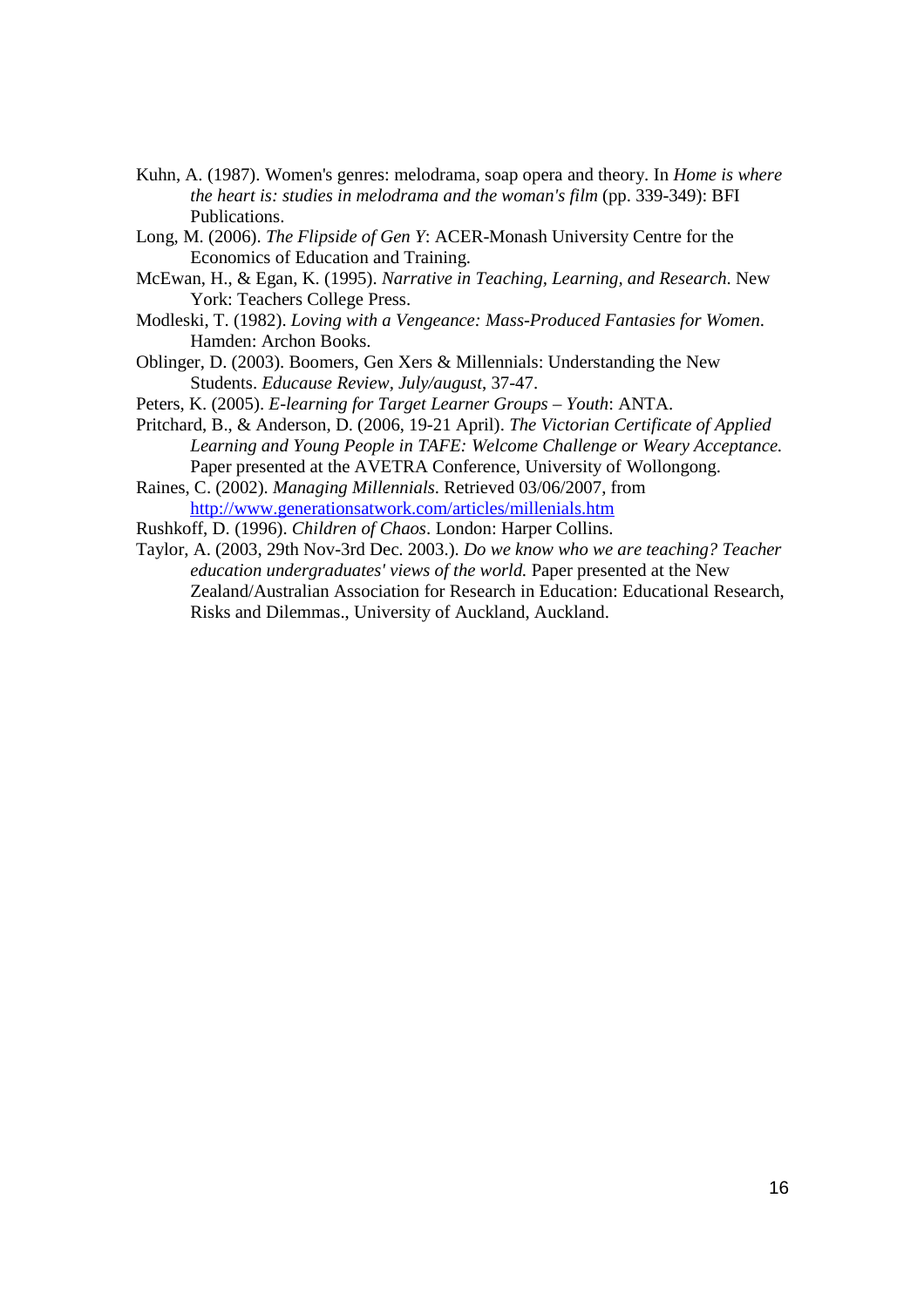Kuhn, A. (1987). Women's genres: melodrama, soap opera and theory. In *Home is where the heart is: studies in melodrama and the woman's film* (pp. 339-349): BFI Publications.

Long, M. (2006). *The Flipside of Gen Y*: ACER-Monash University Centre for the Economics of Education and Training.

McEwan, H., & Egan, K. (1995). *Narrative in Teaching, Learning, and Research*. New York: Teachers College Press.

Modleski, T. (1982). *Loving with a Vengeance: Mass-Produced Fantasies for Women*. Hamden: Archon Books.

Oblinger, D. (2003). Boomers, Gen Xers & Millennials: Understanding the New Students. *Educause Review, July/august*, 37-47.

Peters, K. (2005). *E-learning for Target Learner Groups – Youth*: ANTA.

Pritchard, B., & Anderson, D. (2006, 19-21 April). *The Victorian Certificate of Applied Learning and Young People in TAFE: Welcome Challenge or Weary Acceptance.* Paper presented at the AVETRA Conference, University of Wollongong.

Raines, C. (2002). *Managing Millennials*. Retrieved 03/06/2007, from http://www.generationsatwork.com/articles/millenials.htm

Rushkoff, D. (1996). *Children of Chaos*. London: Harper Collins.

Taylor, A. (2003, 29th Nov-3rd Dec. 2003.). *Do we know who we are teaching? Teacher education undergraduates' views of the world.* Paper presented at the New Zealand/Australian Association for Research in Education: Educational Research, Risks and Dilemmas., University of Auckland, Auckland.